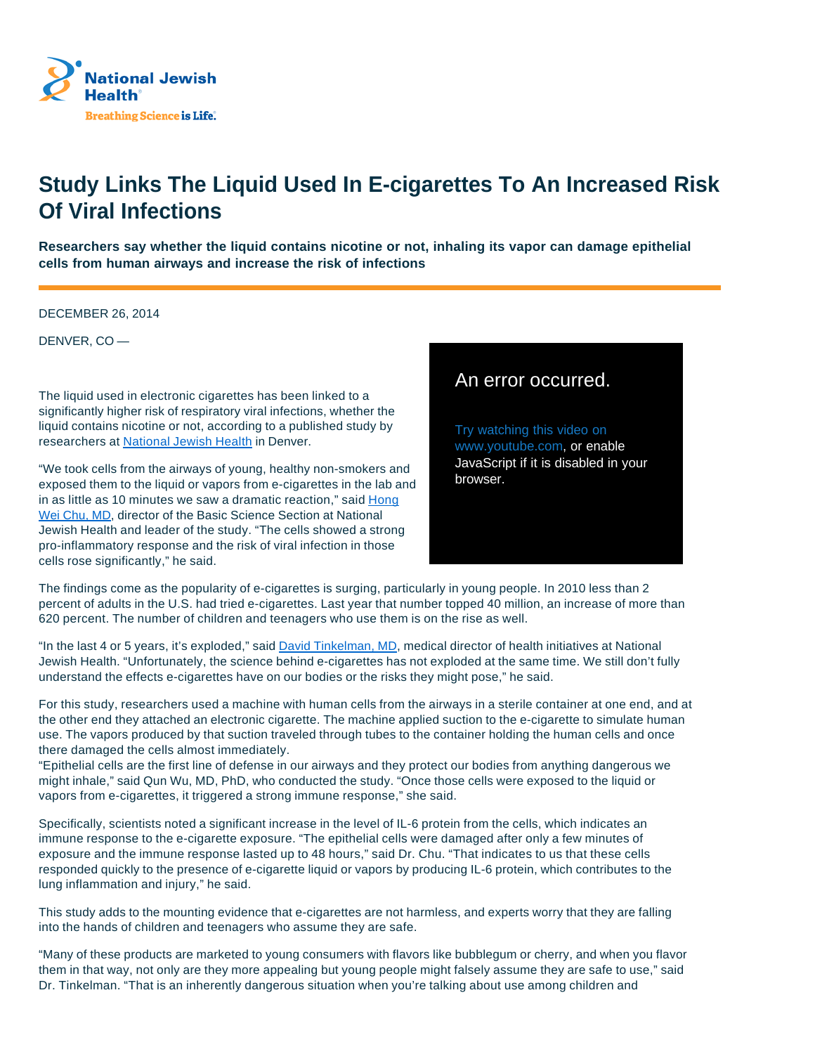# Study Links The Liquid Used In E-cigarettes To An Increased Risk Of Viral Infections

**Researchers say whether the liquid contains nicotine or not, inhaling its vapor can damage epithelial cells from human airways and increase the risk of infections**

DECEMBER 26, 2014

DENVER, CO —

The liquid used in electronic cigarettes has been linked to a significantly higher risk of respiratory viral infections, whether the liquid contains nicotine or not, according to a published study by researchers at National Jewish Health in Denver.

"We took cells from the airways of young, healthy non-smokers and exposed them to the liquid or vapors from e-cigarettes in the lab and in as little as 10 minutes we saw a dramatic reaction," said Hong Wei Chu, MD, director of the Basic Science Section at National Jewish Health and leader of the study. "The cells showed a strong pro-inflammatory response and the risk of viral infection in those cells rose significantly," he said.

The findings come as the popularity of e-cigarettes is surging, particularly in young people. In 2010 less than 2 percent of adults in the U.S. had tried e-cigarettes. Last year that number topped 40 million, an increase of more than 620 percent. The number of children and teenagers who use them is on the rise as well.

"In the last 4 or 5 years, it's exploded," said David Tinkelman, MD, medical director of health initiatives at National Jewish Health. "Unfortunately, the science behind e-cigarettes has not exploded at the same time. We still don't fully understand the effects e-cigarettes have on our bodies or the risks they might pose," he said.

For this study, researchers used a machine with human cells from the airways in a sterile container at one end, and at the other end they attached an electronic cigarette. The machine applied suction to the e-cigarette to simulate human use. The vapors produced by that suction traveled through tubes to the container holding the human cells and once there damaged the cells almost immediately.

"Epithelial cells are the first line of defense in our airways and they protect our bodies from anything dangerous we might inhale," said Qun Wu, MD, PhD, who conducted the study. "Once those cells were exposed to the liquid or vapors from e-cigarettes, it triggered a strong immune response," she said.

Specifically, scientists noted a significant increase in the level of IL-6 protein from the cells, which indicates an immune response to the e-cigarette exposure. "The epithelial cells were damaged after only a few minutes of exposure and the immune response lasted up to 48 hours," said Dr. Chu. "That indicates to us that these cells responded quickly to the presence of e-cigarette liquid or vapors by producing IL-6 protein, which contributes to the lung inflammation and injury," he said.

This study adds to the mounting evidence that e-cigarettes are not harmless, and experts worry that they are falling into the hands of children and teenagers who assume they are safe.

"Many of these products are marketed to young consumers with flavors like bubblegum or cherry, and when you flavor them in that way, not only are they more appealing but young people might falsely assume they are safe to use," said Dr. Tinkelman. "That is an inherently dangerous situation when you're talking about use among children and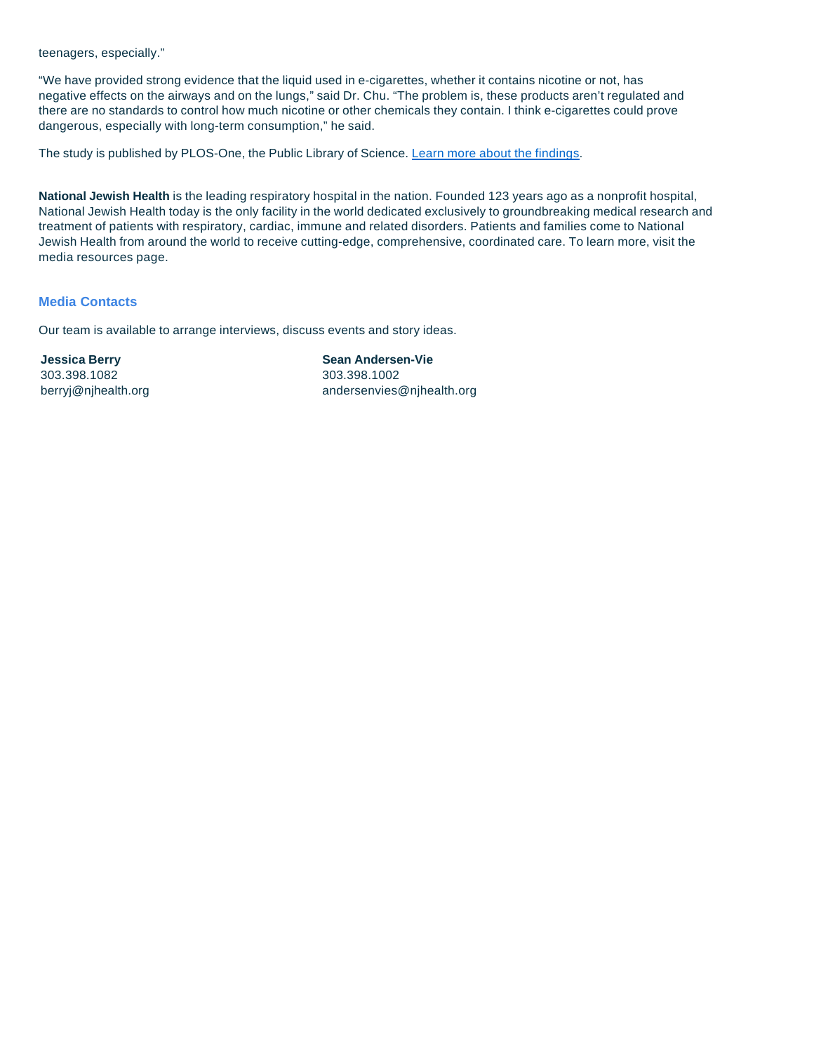teenagers, especially."

"We have provided strong evidence that the liquid used in e-cigarettes, whether it contains nicotine or not, has negative effects on the airways and on the lungs," said Dr. Chu. "The problem is, these products aren't regulated and there are no standards to control how much nicotine or other chemicals they contain. I think e-cigarettes could prove dangerous, especially with long-term consumption," he said.

The study is published by PLOS-One, the Public Library of Science. Learn more about the findings.

**National Jewish Health** is the leading respiratory hospital in the nation. Founded 123 years ago as a nonprofit hospital, National Jewish Health today is the only facility in the world dedicated exclusively to groundbreaking medical research and treatment of patients with respiratory, cardiac, immune and related disorders. Patients and families come to National Jewish Health from around the world to receive cutting-edge, comprehensive, coordinated care. To learn more, visit the media resources page.

## Media Contacts

Our team is available to arrange interviews, discuss events and story ideas.

**Jessica Berry**
303.398.1082
berryj@njhealth.org

**Sean Andersen-Vie**
303.398.1002
andersenvies@njhealth.org